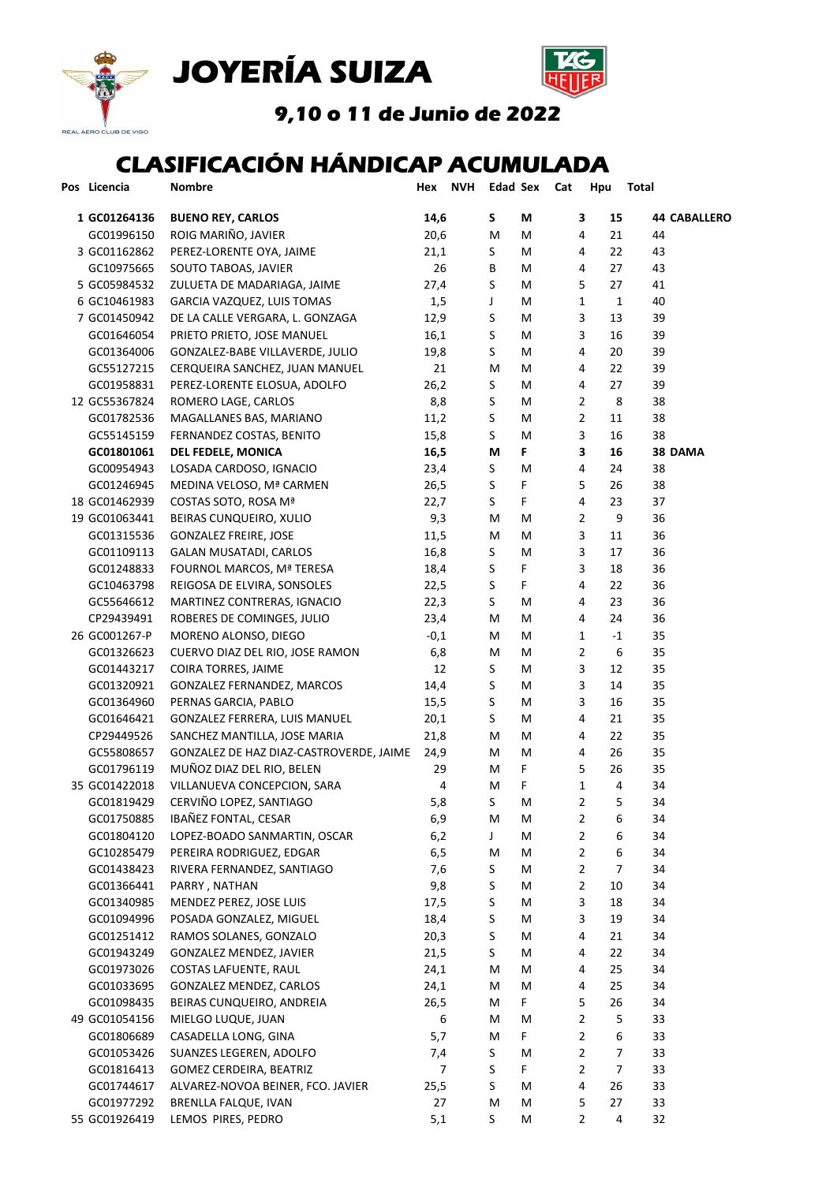# JOYERÍA SUIZA

## 9,10 o 11 de Junio de 2022

## CLASIFICACIÓN HÁNDICAP ACUMULADA

| Pos | Licencia | Nombre | Hex | NVH | Edad | Sex | Cat | Hpu | Total | |
|---|---|---|---|---|---|---|---|---|---|---|
| **1** | **GC01264136** | **BUENO REY, CARLOS** | **14,6** | | **S** | **M** | **3** | **15** | **44** | **CABALLERO** |
| | GC01996150 | ROIG MARIÑO, JAVIER | 20,6 | | M | M | 4 | 21 | 44 | |
| 3 | GC01162862 | PEREZ-LORENTE OYA, JAIME | 21,1 | | S | M | 4 | 22 | 43 | |
| | GC10975665 | SOUTO TABOAS, JAVIER | 26 | | B | M | 4 | 27 | 43 | |
| 5 | GC05984532 | ZULUETA DE MADARIAGA, JAIME | 27,4 | | S | M | 5 | 27 | 41 | |
| 6 | GC10461983 | GARCIA VAZQUEZ, LUIS TOMAS | 1,5 | | J | M | 1 | 1 | 40 | |
| 7 | GC01450942 | DE LA CALLE VERGARA, L. GONZAGA | 12,9 | | S | M | 3 | 13 | 39 | |
| | GC01646054 | PRIETO PRIETO, JOSE MANUEL | 16,1 | | S | M | 3 | 16 | 39 | |
| | GC01364006 | GONZALEZ-BABE VILLAVERDE, JULIO | 19,8 | | S | M | 4 | 20 | 39 | |
| | GC55127215 | CERQUEIRA SANCHEZ, JUAN MANUEL | 21 | | M | M | 4 | 22 | 39 | |
| | GC01958831 | PEREZ-LORENTE ELOSUA, ADOLFO | 26,2 | | S | M | 4 | 27 | 39 | |
| 12 | GC55367824 | ROMERO LAGE, CARLOS | 8,8 | | S | M | 2 | 8 | 38 | |
| | GC01782536 | MAGALLANES BAS, MARIANO | 11,2 | | S | M | 2 | 11 | 38 | |
| | GC55145159 | FERNANDEZ COSTAS, BENITO | 15,8 | | S | M | 3 | 16 | 38 | |
| | **GC01801061** | **DEL FEDELE, MONICA** | **16,5** | | **M** | **F** | **3** | **16** | **38** | **DAMA** |
| | GC00954943 | LOSADA CARDOSO, IGNACIO | 23,4 | | S | M | 4 | 24 | 38 | |
| | GC01246945 | MEDINA VELOSO, Mª CARMEN | 26,5 | | S | F | 5 | 26 | 38 | |
| 18 | GC01462939 | COSTAS SOTO, ROSA Mª | 22,7 | | S | F | 4 | 23 | 37 | |
| 19 | GC01063441 | BEIRAS CUNQUEIRO, XULIO | 9,3 | | M | M | 2 | 9 | 36 | |
| | GC01315536 | GONZALEZ FREIRE, JOSE | 11,5 | | M | M | 3 | 11 | 36 | |
| | GC01109113 | GALAN MUSATADI, CARLOS | 16,8 | | S | M | 3 | 17 | 36 | |
| | GC01248833 | FOURNOL MARCOS, Mª TERESA | 18,4 | | S | F | 3 | 18 | 36 | |
| | GC10463798 | REIGOSA DE ELVIRA, SONSOLES | 22,5 | | S | F | 4 | 22 | 36 | |
| | GC55646612 | MARTINEZ CONTRERAS, IGNACIO | 22,3 | | S | M | 4 | 23 | 36 | |
| | CP29439491 | ROBERES DE COMINGES, JULIO | 23,4 | | M | M | 4 | 24 | 36 | |
| 26 | GC001267-P | MORENO ALONSO, DIEGO | -0,1 | | M | M | 1 | -1 | 35 | |
| | GC01326623 | CUERVO DIAZ DEL RIO, JOSE RAMON | 6,8 | | M | M | 2 | 6 | 35 | |
| | GC01443217 | COIRA TORRES, JAIME | 12 | | S | M | 3 | 12 | 35 | |
| | GC01320921 | GONZALEZ FERNANDEZ, MARCOS | 14,4 | | S | M | 3 | 14 | 35 | |
| | GC01364960 | PERNAS GARCIA, PABLO | 15,5 | | S | M | 3 | 16 | 35 | |
| | GC01646421 | GONZALEZ FERRERA, LUIS MANUEL | 20,1 | | S | M | 4 | 21 | 35 | |
| | CP29449526 | SANCHEZ MANTILLA, JOSE MARIA | 21,8 | | M | M | 4 | 22 | 35 | |
| | GC55808657 | GONZALEZ DE HAZ DIAZ-CASTROVERDE, JAIME | 24,9 | | M | M | 4 | 26 | 35 | |
| | GC01796119 | MUÑOZ DIAZ DEL RIO, BELEN | 29 | | M | F | 5 | 26 | 35 | |
| 35 | GC01422018 | VILLANUEVA CONCEPCION, SARA | 4 | | M | F | 1 | 4 | 34 | |
| | GC01819429 | CERVIÑO LOPEZ, SANTIAGO | 5,8 | | S | M | 2 | 5 | 34 | |
| | GC01750885 | IBAÑEZ FONTAL, CESAR | 6,9 | | M | M | 2 | 6 | 34 | |
| | GC01804120 | LOPEZ-BOADO SANMARTIN, OSCAR | 6,2 | | J | M | 2 | 6 | 34 | |
| | GC10285479 | PEREIRA RODRIGUEZ, EDGAR | 6,5 | | M | M | 2 | 6 | 34 | |
| | GC01438423 | RIVERA FERNANDEZ, SANTIAGO | 7,6 | | S | M | 2 | 7 | 34 | |
| | GC01366441 | PARRY , NATHAN | 9,8 | | S | M | 2 | 10 | 34 | |
| | GC01340985 | MENDEZ PEREZ, JOSE LUIS | 17,5 | | S | M | 3 | 18 | 34 | |
| | GC01094996 | POSADA GONZALEZ, MIGUEL | 18,4 | | S | M | 3 | 19 | 34 | |
| | GC01251412 | RAMOS SOLANES, GONZALO | 20,3 | | S | M | 4 | 21 | 34 | |
| | GC01943249 | GONZALEZ MENDEZ, JAVIER | 21,5 | | S | M | 4 | 22 | 34 | |
| | GC01973026 | COSTAS LAFUENTE, RAUL | 24,1 | | M | M | 4 | 25 | 34 | |
| | GC01033695 | GONZALEZ MENDEZ, CARLOS | 24,1 | | M | M | 4 | 25 | 34 | |
| | GC01098435 | BEIRAS CUNQUEIRO, ANDREIA | 26,5 | | M | F | 5 | 26 | 34 | |
| 49 | GC01054156 | MIELGO LUQUE, JUAN | 6 | | M | M | 2 | 5 | 33 | |
| | GC01806689 | CASADELLA LONG, GINA | 5,7 | | M | F | 2 | 6 | 33 | |
| | GC01053426 | SUANZES LEGEREN, ADOLFO | 7,4 | | S | M | 2 | 7 | 33 | |
| | GC01816413 | GOMEZ CERDEIRA, BEATRIZ | 7 | | S | F | 2 | 7 | 33 | |
| | GC01744617 | ALVAREZ-NOVOA BEINER, FCO. JAVIER | 25,5 | | S | M | 4 | 26 | 33 | |
| | GC01977292 | BRENLLA FALQUE, IVAN | 27 | | M | M | 5 | 27 | 33 | |
| 55 | GC01926419 | LEMOS PIRES, PEDRO | 5,1 | | S | M | 2 | 4 | 32 | |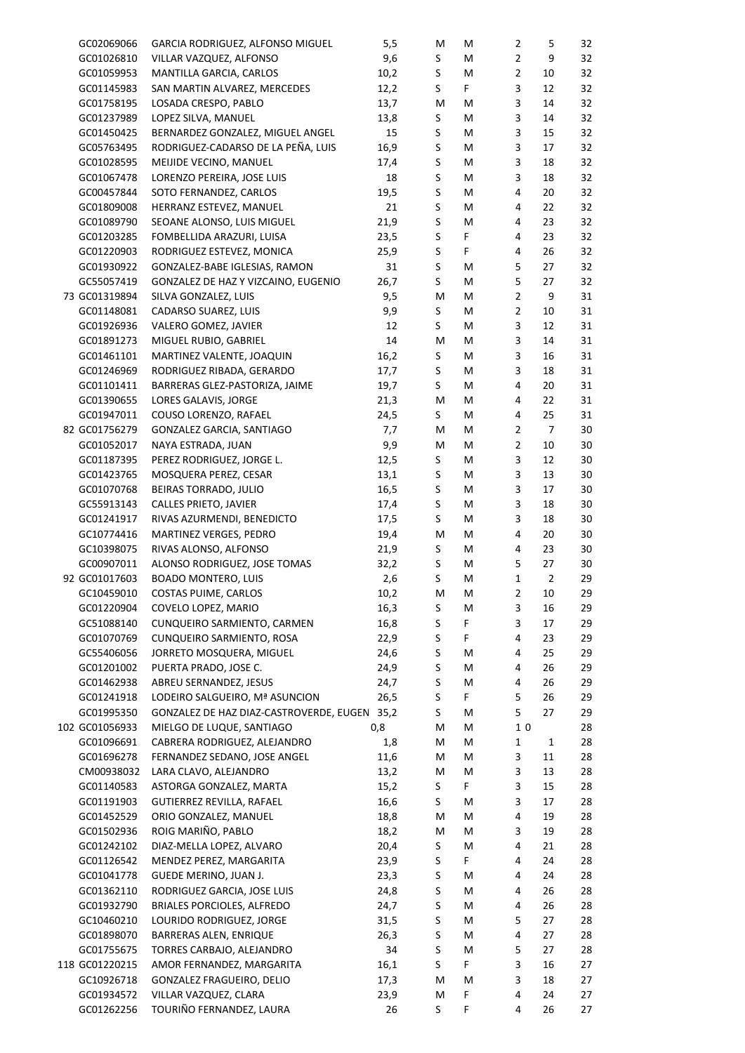| | | | | | | | |
|---|---|---|---|---|---|---|---|
| GC02069066 | GARCIA RODRIGUEZ, ALFONSO MIGUEL | 5,5 | M | M | 2 | 5 | 32 |
| GC01026810 | VILLAR VAZQUEZ, ALFONSO | 9,6 | S | M | 2 | 9 | 32 |
| GC01059953 | MANTILLA GARCIA, CARLOS | 10,2 | S | M | 2 | 10 | 32 |
| GC01145983 | SAN MARTIN ALVAREZ, MERCEDES | 12,2 | S | F | 3 | 12 | 32 |
| GC01758195 | LOSADA CRESPO, PABLO | 13,7 | M | M | 3 | 14 | 32 |
| GC01237989 | LOPEZ SILVA, MANUEL | 13,8 | S | M | 3 | 14 | 32 |
| GC01450425 | BERNARDEZ GONZALEZ, MIGUEL ANGEL | 15 | S | M | 3 | 15 | 32 |
| GC05763495 | RODRIGUEZ-CADARSO DE LA PEÑA, LUIS | 16,9 | S | M | 3 | 17 | 32 |
| GC01028595 | MEIJIDE VECINO, MANUEL | 17,4 | S | M | 3 | 18 | 32 |
| GC01067478 | LORENZO PEREIRA, JOSE LUIS | 18 | S | M | 3 | 18 | 32 |
| GC00457844 | SOTO FERNANDEZ, CARLOS | 19,5 | S | M | 4 | 20 | 32 |
| GC01809008 | HERRANZ ESTEVEZ, MANUEL | 21 | S | M | 4 | 22 | 32 |
| GC01089790 | SEOANE ALONSO, LUIS MIGUEL | 21,9 | S | M | 4 | 23 | 32 |
| GC01203285 | FOMBELLIDA ARAZURI, LUISA | 23,5 | S | F | 4 | 23 | 32 |
| GC01220903 | RODRIGUEZ ESTEVEZ, MONICA | 25,9 | S | F | 4 | 26 | 32 |
| GC01930922 | GONZALEZ-BABE IGLESIAS, RAMON | 31 | S | M | 5 | 27 | 32 |
| GC55057419 | GONZALEZ DE HAZ Y VIZCAINO, EUGENIO | 26,7 | S | M | 5 | 27 | 32 |
| 73 GC01319894 | SILVA GONZALEZ, LUIS | 9,5 | M | M | 2 | 9 | 31 |
| GC01148081 | CADARSO SUAREZ, LUIS | 9,9 | S | M | 2 | 10 | 31 |
| GC01926936 | VALERO GOMEZ, JAVIER | 12 | S | M | 3 | 12 | 31 |
| GC01891273 | MIGUEL RUBIO, GABRIEL | 14 | M | M | 3 | 14 | 31 |
| GC01461101 | MARTINEZ VALENTE, JOAQUIN | 16,2 | S | M | 3 | 16 | 31 |
| GC01246969 | RODRIGUEZ RIBADA, GERARDO | 17,7 | S | M | 3 | 18 | 31 |
| GC01101411 | BARRERAS GLEZ-PASTORIZA, JAIME | 19,7 | S | M | 4 | 20 | 31 |
| GC01390655 | LORES GALAVIS, JORGE | 21,3 | M | M | 4 | 22 | 31 |
| GC01947011 | COUSO LORENZO, RAFAEL | 24,5 | S | M | 4 | 25 | 31 |
| 82 GC01756279 | GONZALEZ GARCIA, SANTIAGO | 7,7 | M | M | 2 | 7 | 30 |
| GC01052017 | NAYA ESTRADA, JUAN | 9,9 | M | M | 2 | 10 | 30 |
| GC01187395 | PEREZ RODRIGUEZ, JORGE L. | 12,5 | S | M | 3 | 12 | 30 |
| GC01423765 | MOSQUERA PEREZ, CESAR | 13,1 | S | M | 3 | 13 | 30 |
| GC01070768 | BEIRAS TORRADO, JULIO | 16,5 | S | M | 3 | 17 | 30 |
| GC55913143 | CALLES PRIETO, JAVIER | 17,4 | S | M | 3 | 18 | 30 |
| GC01241917 | RIVAS AZURMENDI, BENEDICTO | 17,5 | S | M | 3 | 18 | 30 |
| GC10774416 | MARTINEZ VERGES, PEDRO | 19,4 | M | M | 4 | 20 | 30 |
| GC10398075 | RIVAS ALONSO, ALFONSO | 21,9 | S | M | 4 | 23 | 30 |
| GC00907011 | ALONSO RODRIGUEZ, JOSE TOMAS | 32,2 | S | M | 5 | 27 | 30 |
| 92 GC01017603 | BOADO MONTERO, LUIS | 2,6 | S | M | 1 | 2 | 29 |
| GC10459010 | COSTAS PUIME, CARLOS | 10,2 | M | M | 2 | 10 | 29 |
| GC01220904 | COVELO LOPEZ, MARIO | 16,3 | S | M | 3 | 16 | 29 |
| GC51088140 | CUNQUEIRO SARMIENTO, CARMEN | 16,8 | S | F | 3 | 17 | 29 |
| GC01070769 | CUNQUEIRO SARMIENTO, ROSA | 22,9 | S | F | 4 | 23 | 29 |
| GC55406056 | JORRETO MOSQUERA, MIGUEL | 24,6 | S | M | 4 | 25 | 29 |
| GC01201002 | PUERTA PRADO, JOSE C. | 24,9 | S | M | 4 | 26 | 29 |
| GC01462938 | ABREU SERNANDEZ, JESUS | 24,7 | S | M | 4 | 26 | 29 |
| GC01241918 | LODEIRO SALGUEIRO, Mª ASUNCION | 26,5 | S | F | 5 | 26 | 29 |
| GC01995350 | GONZALEZ DE HAZ DIAZ-CASTROVERDE, EUGEN | 35,2 | S | M | 5 | 27 | 29 |
| 102 GC01056933 | MIELGO DE LUQUE, SANTIAGO | 0,8 | M | M | 1 | 0 | 28 |
| GC01096691 | CABRERA RODRIGUEZ, ALEJANDRO | 1,8 | M | M | 1 | 1 | 28 |
| GC01696278 | FERNANDEZ SEDANO, JOSE ANGEL | 11,6 | M | M | 3 | 11 | 28 |
| CM00938032 | LARA CLAVO, ALEJANDRO | 13,2 | M | M | 3 | 13 | 28 |
| GC01140583 | ASTORGA GONZALEZ, MARTA | 15,2 | S | F | 3 | 15 | 28 |
| GC01191903 | GUTIERREZ REVILLA, RAFAEL | 16,6 | S | M | 3 | 17 | 28 |
| GC01452529 | ORIO GONZALEZ, MANUEL | 18,8 | M | M | 4 | 19 | 28 |
| GC01502936 | ROIG MARIÑO, PABLO | 18,2 | M | M | 3 | 19 | 28 |
| GC01242102 | DIAZ-MELLA LOPEZ, ALVARO | 20,4 | S | M | 4 | 21 | 28 |
| GC01126542 | MENDEZ PEREZ, MARGARITA | 23,9 | S | F | 4 | 24 | 28 |
| GC01041778 | GUEDE MERINO, JUAN J. | 23,3 | S | M | 4 | 24 | 28 |
| GC01362110 | RODRIGUEZ GARCIA, JOSE LUIS | 24,8 | S | M | 4 | 26 | 28 |
| GC01932790 | BRIALES PORCIOLES, ALFREDO | 24,7 | S | M | 4 | 26 | 28 |
| GC10460210 | LOURIDO RODRIGUEZ, JORGE | 31,5 | S | M | 5 | 27 | 28 |
| GC01898070 | BARRERAS ALEN, ENRIQUE | 26,3 | S | M | 4 | 27 | 28 |
| GC01755675 | TORRES CARBAJO, ALEJANDRO | 34 | S | M | 5 | 27 | 28 |
| 118 GC01220215 | AMOR FERNANDEZ, MARGARITA | 16,1 | S | F | 3 | 16 | 27 |
| GC10926718 | GONZALEZ FRAGUEIRO, DELIO | 17,3 | M | M | 3 | 18 | 27 |
| GC01934572 | VILLAR VAZQUEZ, CLARA | 23,9 | M | F | 4 | 24 | 27 |
| GC01262256 | TOURIÑO FERNANDEZ, LAURA | 26 | S | F | 4 | 26 | 27 |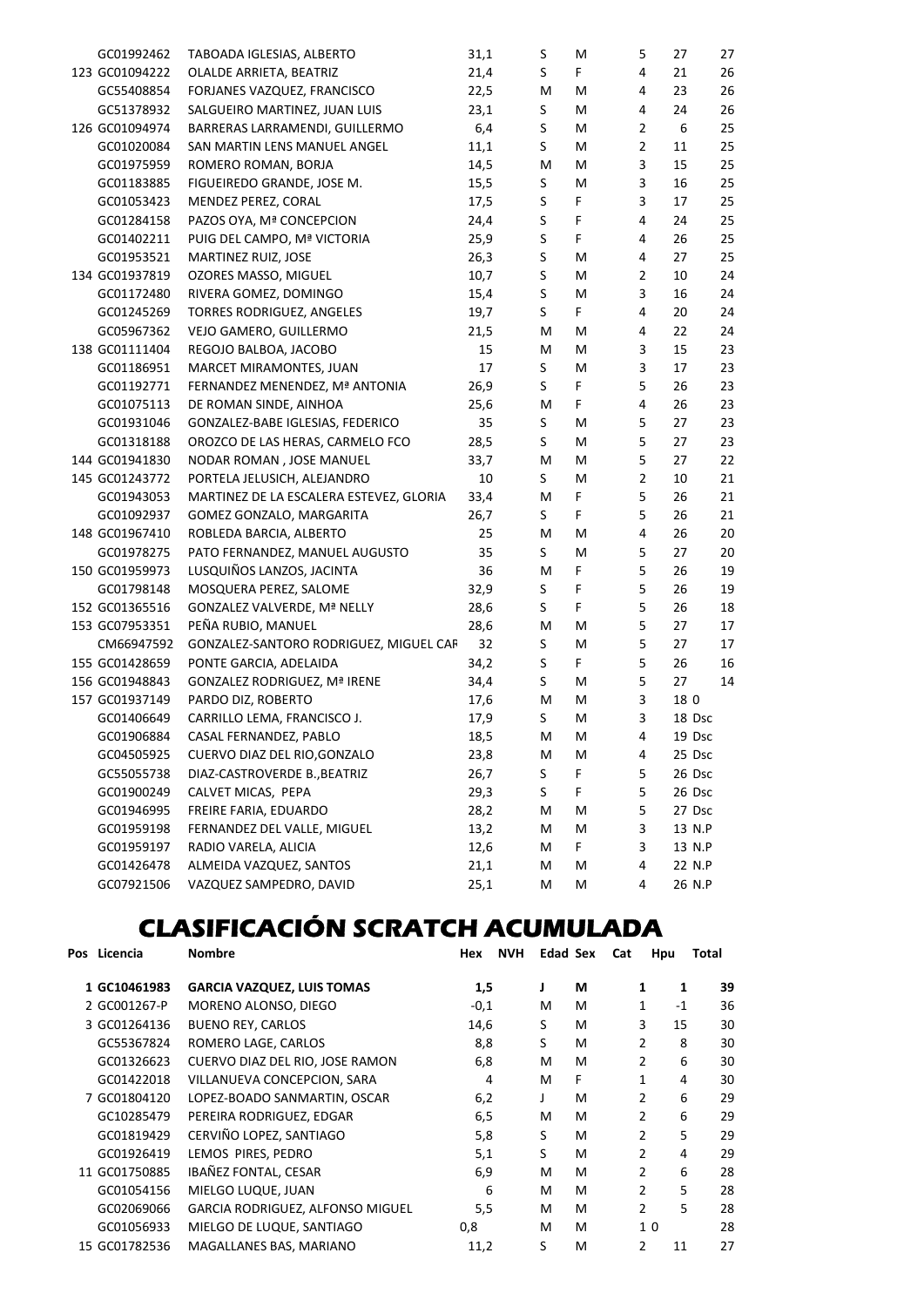|  | GC01992462 | TABOADA IGLESIAS, ALBERTO | 31,1 | S | M | 5 | 27 | 27 |
|---|---|---|---|---|---|---|---|---|
| 123 | GC01094222 | OLALDE ARRIETA, BEATRIZ | 21,4 | S | F | 4 | 21 | 26 |
|  | GC55408854 | FORJANES VAZQUEZ, FRANCISCO | 22,5 | M | M | 4 | 23 | 26 |
|  | GC51378932 | SALGUEIRO MARTINEZ, JUAN LUIS | 23,1 | S | M | 4 | 24 | 26 |
| 126 | GC01094974 | BARRERAS LARRAMENDI, GUILLERMO | 6,4 | S | M | 2 | 6 | 25 |
|  | GC01020084 | SAN MARTIN LENS MANUEL ANGEL | 11,1 | S | M | 2 | 11 | 25 |
|  | GC01975959 | ROMERO ROMAN, BORJA | 14,5 | M | M | 3 | 15 | 25 |
|  | GC01183885 | FIGUEIREDO GRANDE, JOSE M. | 15,5 | S | M | 3 | 16 | 25 |
|  | GC01053423 | MENDEZ PEREZ, CORAL | 17,5 | S | F | 3 | 17 | 25 |
|  | GC01284158 | PAZOS OYA, Mª CONCEPCION | 24,4 | S | F | 4 | 24 | 25 |
|  | GC01402211 | PUIG DEL CAMPO, Mª VICTORIA | 25,9 | S | F | 4 | 26 | 25 |
|  | GC01953521 | MARTINEZ RUIZ, JOSE | 26,3 | S | M | 4 | 27 | 25 |
| 134 | GC01937819 | OZORES MASSO, MIGUEL | 10,7 | S | M | 2 | 10 | 24 |
|  | GC01172480 | RIVERA GOMEZ, DOMINGO | 15,4 | S | M | 3 | 16 | 24 |
|  | GC01245269 | TORRES RODRIGUEZ, ANGELES | 19,7 | S | F | 4 | 20 | 24 |
|  | GC05967362 | VEJO GAMERO, GUILLERMO | 21,5 | M | M | 4 | 22 | 24 |
| 138 | GC01111404 | REGOJO BALBOA, JACOBO | 15 | M | M | 3 | 15 | 23 |
|  | GC01186951 | MARCET MIRAMONTES, JUAN | 17 | S | M | 3 | 17 | 23 |
|  | GC01192771 | FERNANDEZ MENENDEZ, Mª ANTONIA | 26,9 | S | F | 5 | 26 | 23 |
|  | GC01075113 | DE ROMAN SINDE, AINHOA | 25,6 | M | F | 4 | 26 | 23 |
|  | GC01931046 | GONZALEZ-BABE IGLESIAS, FEDERICO | 35 | S | M | 5 | 27 | 23 |
|  | GC01318188 | OROZCO DE LAS HERAS, CARMELO FCO | 28,5 | S | M | 5 | 27 | 23 |
| 144 | GC01941830 | NODAR ROMAN , JOSE MANUEL | 33,7 | M | M | 5 | 27 | 22 |
| 145 | GC01243772 | PORTELA JELUSICH, ALEJANDRO | 10 | S | M | 2 | 10 | 21 |
|  | GC01943053 | MARTINEZ DE LA ESCALERA ESTEVEZ, GLORIA | 33,4 | M | F | 5 | 26 | 21 |
|  | GC01092937 | GOMEZ GONZALO, MARGARITA | 26,7 | S | F | 5 | 26 | 21 |
| 148 | GC01967410 | ROBLEDA BARCIA, ALBERTO | 25 | M | M | 4 | 26 | 20 |
|  | GC01978275 | PATO FERNANDEZ, MANUEL AUGUSTO | 35 | S | M | 5 | 27 | 20 |
| 150 | GC01959973 | LUSQUIÑOS LANZOS, JACINTA | 36 | M | F | 5 | 26 | 19 |
|  | GC01798148 | MOSQUERA PEREZ, SALOME | 32,9 | S | F | 5 | 26 | 19 |
| 152 | GC01365516 | GONZALEZ VALVERDE, Mª NELLY | 28,6 | S | F | 5 | 26 | 18 |
| 153 | GC07953351 | PEÑA RUBIO, MANUEL | 28,6 | M | M | 5 | 27 | 17 |
|  | CM66947592 | GONZALEZ-SANTORO RODRIGUEZ, MIGUEL CAR | 32 | S | M | 5 | 27 | 17 |
| 155 | GC01428659 | PONTE GARCIA, ADELAIDA | 34,2 | S | F | 5 | 26 | 16 |
| 156 | GC01948843 | GONZALEZ RODRIGUEZ, Mª IRENE | 34,4 | S | M | 5 | 27 | 14 |
| 157 | GC01937149 | PARDO DIZ, ROBERTO | 17,6 | M | M | 3 | 18 0 |  |
|  | GC01406649 | CARRILLO LEMA, FRANCISCO J. | 17,9 | S | M | 3 | 18 Dsc |  |
|  | GC01906884 | CASAL FERNANDEZ, PABLO | 18,5 | M | M | 4 | 19 Dsc |  |
|  | GC04505925 | CUERVO DIAZ DEL RIO,GONZALO | 23,8 | M | M | 4 | 25 Dsc |  |
|  | GC55055738 | DIAZ-CASTROVERDE B.,BEATRIZ | 26,7 | S | F | 5 | 26 Dsc |  |
|  | GC01900249 | CALVET MICAS, PEPA | 29,3 | S | F | 5 | 26 Dsc |  |
|  | GC01946995 | FREIRE FARIA, EDUARDO | 28,2 | M | M | 5 | 27 Dsc |  |
|  | GC01959198 | FERNANDEZ DEL VALLE, MIGUEL | 13,2 | M | M | 3 | 13 N.P |  |
|  | GC01959197 | RADIO VARELA, ALICIA | 12,6 | M | F | 3 | 13 N.P |  |
|  | GC01426478 | ALMEIDA VAZQUEZ, SANTOS | 21,1 | M | M | 4 | 22 N.P |  |
|  | GC07921506 | VAZQUEZ SAMPEDRO, DAVID | 25,1 | M | M | 4 | 26 N.P |  |

# CLASIFICACIÓN SCRATCH ACUMULADA

| Pos | Licencia | Nombre | Hex | NVH | Edad | Sex | Cat | Hpu | Total |
|---|---|---|---|---|---|---|---|---|---|
| **1** | **GC10461983** | **GARCIA VAZQUEZ, LUIS TOMAS** | **1,5** |  | **J** | **M** | **1** | **1** | **39** |
| 2 | GC001267-P | MORENO ALONSO, DIEGO | -0,1 |  | M | M | 1 | -1 | 36 |
| 3 | GC01264136 | BUENO REY, CARLOS | 14,6 |  | S | M | 3 | 15 | 30 |
|  | GC55367824 | ROMERO LAGE, CARLOS | 8,8 |  | S | M | 2 | 8 | 30 |
|  | GC01326623 | CUERVO DIAZ DEL RIO, JOSE RAMON | 6,8 |  | M | M | 2 | 6 | 30 |
|  | GC01422018 | VILLANUEVA CONCEPCION, SARA | 4 |  | M | F | 1 | 4 | 30 |
| 7 | GC01804120 | LOPEZ-BOADO SANMARTIN, OSCAR | 6,2 |  | J | M | 2 | 6 | 29 |
|  | GC10285479 | PEREIRA RODRIGUEZ, EDGAR | 6,5 |  | M | M | 2 | 6 | 29 |
|  | GC01819429 | CERVIÑO LOPEZ, SANTIAGO | 5,8 |  | S | M | 2 | 5 | 29 |
|  | GC01926419 | LEMOS PIRES, PEDRO | 5,1 |  | S | M | 2 | 4 | 29 |
| 11 | GC01750885 | IBAÑEZ FONTAL, CESAR | 6,9 |  | M | M | 2 | 6 | 28 |
|  | GC01054156 | MIELGO LUQUE, JUAN | 6 |  | M | M | 2 | 5 | 28 |
|  | GC02069066 | GARCIA RODRIGUEZ, ALFONSO MIGUEL | 5,5 |  | M | M | 2 | 5 | 28 |
|  | GC01056933 | MIELGO DE LUQUE, SANTIAGO | 0,8 |  | M | M | 1 0 |  | 28 |
| 15 | GC01782536 | MAGALLANES BAS, MARIANO | 11,2 |  | S | M | 2 | 11 | 27 |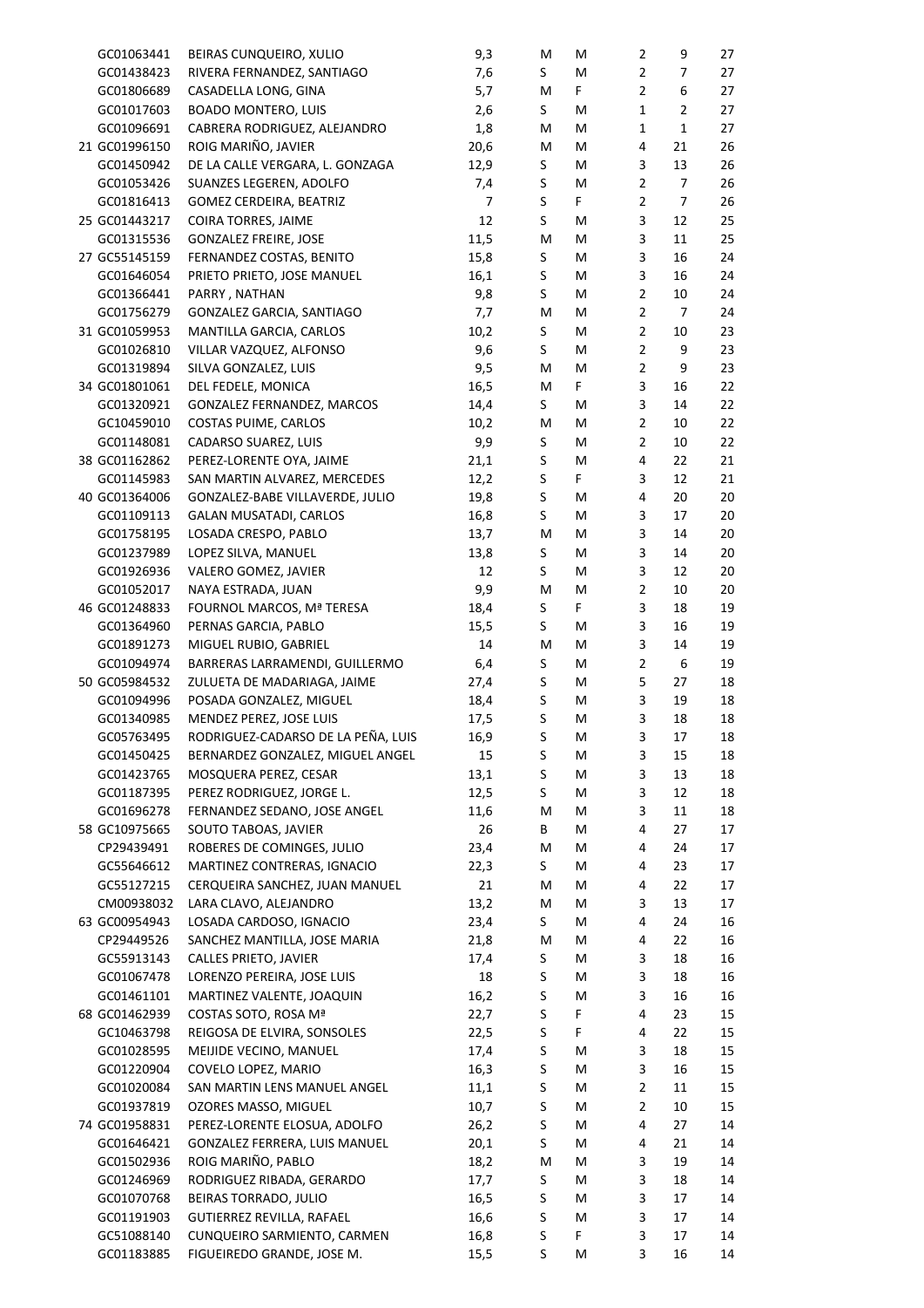| | | | | | | | | |
|---|---|---|---|---|---|---|---|---|
| | GC01063441 | BEIRAS CUNQUEIRO, XULIO | 9,3 | M | M | 2 | 9 | 27 |
| | GC01438423 | RIVERA FERNANDEZ, SANTIAGO | 7,6 | S | M | 2 | 7 | 27 |
| | GC01806689 | CASADELLA LONG, GINA | 5,7 | M | F | 2 | 6 | 27 |
| | GC01017603 | BOADO MONTERO, LUIS | 2,6 | S | M | 1 | 2 | 27 |
| | GC01096691 | CABRERA RODRIGUEZ, ALEJANDRO | 1,8 | M | M | 1 | 1 | 27 |
| 21 | GC01996150 | ROIG MARIÑO, JAVIER | 20,6 | M | M | 4 | 21 | 26 |
| | GC01450942 | DE LA CALLE VERGARA, L. GONZAGA | 12,9 | S | M | 3 | 13 | 26 |
| | GC01053426 | SUANZES LEGEREN, ADOLFO | 7,4 | S | M | 2 | 7 | 26 |
| | GC01816413 | GOMEZ CERDEIRA, BEATRIZ | 7 | S | F | 2 | 7 | 26 |
| 25 | GC01443217 | COIRA TORRES, JAIME | 12 | S | M | 3 | 12 | 25 |
| | GC01315536 | GONZALEZ FREIRE, JOSE | 11,5 | M | M | 3 | 11 | 25 |
| 27 | GC55145159 | FERNANDEZ COSTAS, BENITO | 15,8 | S | M | 3 | 16 | 24 |
| | GC01646054 | PRIETO PRIETO, JOSE MANUEL | 16,1 | S | M | 3 | 16 | 24 |
| | GC01366441 | PARRY , NATHAN | 9,8 | S | M | 2 | 10 | 24 |
| | GC01756279 | GONZALEZ GARCIA, SANTIAGO | 7,7 | M | M | 2 | 7 | 24 |
| 31 | GC01059953 | MANTILLA GARCIA, CARLOS | 10,2 | S | M | 2 | 10 | 23 |
| | GC01026810 | VILLAR VAZQUEZ, ALFONSO | 9,6 | S | M | 2 | 9 | 23 |
| | GC01319894 | SILVA GONZALEZ, LUIS | 9,5 | M | M | 2 | 9 | 23 |
| 34 | GC01801061 | DEL FEDELE, MONICA | 16,5 | M | F | 3 | 16 | 22 |
| | GC01320921 | GONZALEZ FERNANDEZ, MARCOS | 14,4 | S | M | 3 | 14 | 22 |
| | GC10459010 | COSTAS PUIME, CARLOS | 10,2 | M | M | 2 | 10 | 22 |
| | GC01148081 | CADARSO SUAREZ, LUIS | 9,9 | S | M | 2 | 10 | 22 |
| 38 | GC01162862 | PEREZ-LORENTE OYA, JAIME | 21,1 | S | M | 4 | 22 | 21 |
| | GC01145983 | SAN MARTIN ALVAREZ, MERCEDES | 12,2 | S | F | 3 | 12 | 21 |
| 40 | GC01364006 | GONZALEZ-BABE VILLAVERDE, JULIO | 19,8 | S | M | 4 | 20 | 20 |
| | GC01109113 | GALAN MUSATADI, CARLOS | 16,8 | S | M | 3 | 17 | 20 |
| | GC01758195 | LOSADA CRESPO, PABLO | 13,7 | M | M | 3 | 14 | 20 |
| | GC01237989 | LOPEZ SILVA, MANUEL | 13,8 | S | M | 3 | 14 | 20 |
| | GC01926936 | VALERO GOMEZ, JAVIER | 12 | S | M | 3 | 12 | 20 |
| | GC01052017 | NAYA ESTRADA, JUAN | 9,9 | M | M | 2 | 10 | 20 |
| 46 | GC01248833 | FOURNOL MARCOS, Mª TERESA | 18,4 | S | F | 3 | 18 | 19 |
| | GC01364960 | PERNAS GARCIA, PABLO | 15,5 | S | M | 3 | 16 | 19 |
| | GC01891273 | MIGUEL RUBIO, GABRIEL | 14 | M | M | 3 | 14 | 19 |
| | GC01094974 | BARRERAS LARRAMENDI, GUILLERMO | 6,4 | S | M | 2 | 6 | 19 |
| 50 | GC05984532 | ZULUETA DE MADARIAGA, JAIME | 27,4 | S | M | 5 | 27 | 18 |
| | GC01094996 | POSADA GONZALEZ, MIGUEL | 18,4 | S | M | 3 | 19 | 18 |
| | GC01340985 | MENDEZ PEREZ, JOSE LUIS | 17,5 | S | M | 3 | 18 | 18 |
| | GC05763495 | RODRIGUEZ-CADARSO DE LA PEÑA, LUIS | 16,9 | S | M | 3 | 17 | 18 |
| | GC01450425 | BERNARDEZ GONZALEZ, MIGUEL ANGEL | 15 | S | M | 3 | 15 | 18 |
| | GC01423765 | MOSQUERA PEREZ, CESAR | 13,1 | S | M | 3 | 13 | 18 |
| | GC01187395 | PEREZ RODRIGUEZ, JORGE L. | 12,5 | S | M | 3 | 12 | 18 |
| | GC01696278 | FERNANDEZ SEDANO, JOSE ANGEL | 11,6 | M | M | 3 | 11 | 18 |
| 58 | GC10975665 | SOUTO TABOAS, JAVIER | 26 | B | M | 4 | 27 | 17 |
| | CP29439491 | ROBERES DE COMINGES, JULIO | 23,4 | M | M | 4 | 24 | 17 |
| | GC55646612 | MARTINEZ CONTRERAS, IGNACIO | 22,3 | S | M | 4 | 23 | 17 |
| | GC55127215 | CERQUEIRA SANCHEZ, JUAN MANUEL | 21 | M | M | 4 | 22 | 17 |
| | CM00938032 | LARA CLAVO, ALEJANDRO | 13,2 | M | M | 3 | 13 | 17 |
| 63 | GC00954943 | LOSADA CARDOSO, IGNACIO | 23,4 | S | M | 4 | 24 | 16 |
| | CP29449526 | SANCHEZ MANTILLA, JOSE MARIA | 21,8 | M | M | 4 | 22 | 16 |
| | GC55913143 | CALLES PRIETO, JAVIER | 17,4 | S | M | 3 | 18 | 16 |
| | GC01067478 | LORENZO PEREIRA, JOSE LUIS | 18 | S | M | 3 | 18 | 16 |
| | GC01461101 | MARTINEZ VALENTE, JOAQUIN | 16,2 | S | M | 3 | 16 | 16 |
| 68 | GC01462939 | COSTAS SOTO, ROSA Mª | 22,7 | S | F | 4 | 23 | 15 |
| | GC10463798 | REIGOSA DE ELVIRA, SONSOLES | 22,5 | S | F | 4 | 22 | 15 |
| | GC01028595 | MEIJIDE VECINO, MANUEL | 17,4 | S | M | 3 | 18 | 15 |
| | GC01220904 | COVELO LOPEZ, MARIO | 16,3 | S | M | 3 | 16 | 15 |
| | GC01020084 | SAN MARTIN LENS MANUEL ANGEL | 11,1 | S | M | 2 | 11 | 15 |
| | GC01937819 | OZORES MASSO, MIGUEL | 10,7 | S | M | 2 | 10 | 15 |
| 74 | GC01958831 | PEREZ-LORENTE ELOSUA, ADOLFO | 26,2 | S | M | 4 | 27 | 14 |
| | GC01646421 | GONZALEZ FERRERA, LUIS MANUEL | 20,1 | S | M | 4 | 21 | 14 |
| | GC01502936 | ROIG MARIÑO, PABLO | 18,2 | M | M | 3 | 19 | 14 |
| | GC01246969 | RODRIGUEZ RIBADA, GERARDO | 17,7 | S | M | 3 | 18 | 14 |
| | GC01070768 | BEIRAS TORRADO, JULIO | 16,5 | S | M | 3 | 17 | 14 |
| | GC01191903 | GUTIERREZ REVILLA, RAFAEL | 16,6 | S | M | 3 | 17 | 14 |
| | GC51088140 | CUNQUEIRO SARMIENTO, CARMEN | 16,8 | S | F | 3 | 17 | 14 |
| | GC01183885 | FIGUEIREDO GRANDE, JOSE M. | 15,5 | S | M | 3 | 16 | 14 |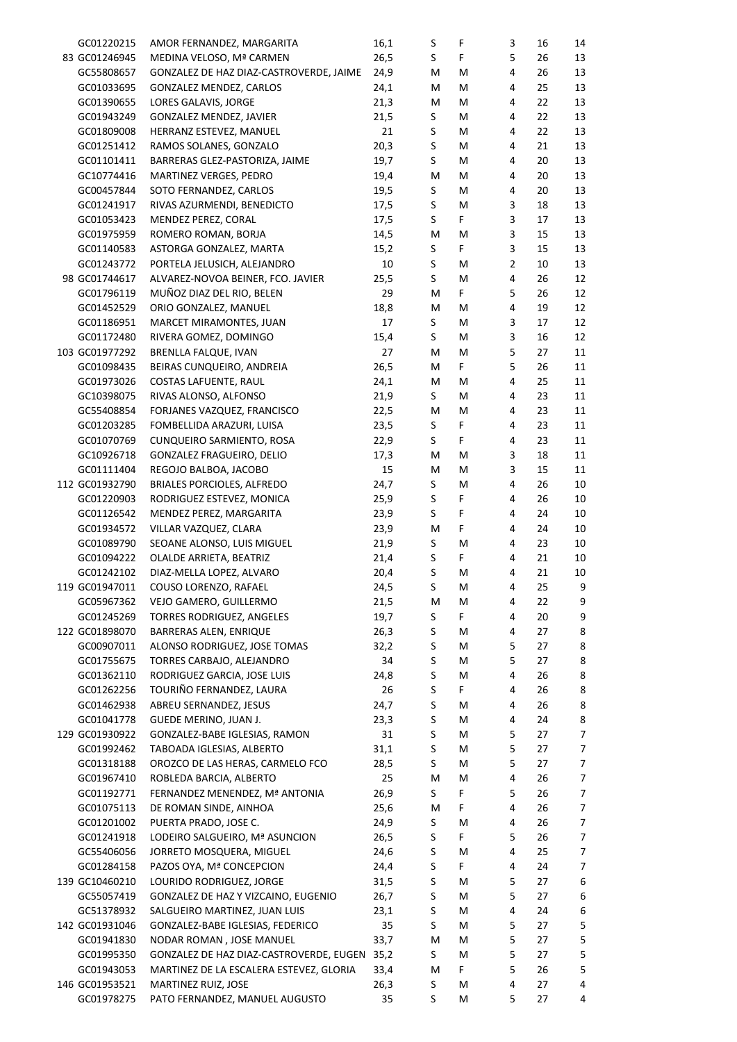| | | | | | | | |
|---|---|---|---|---|---|---|---|
| GC01220215 | AMOR FERNANDEZ, MARGARITA | 16,1 | S | F | 3 | 16 | 14 |
| 83 GC01246945 | MEDINA VELOSO, Mª CARMEN | 26,5 | S | F | 5 | 26 | 13 |
| GC55808657 | GONZALEZ DE HAZ DIAZ-CASTROVERDE, JAIME | 24,9 | M | M | 4 | 26 | 13 |
| GC01033695 | GONZALEZ MENDEZ, CARLOS | 24,1 | M | M | 4 | 25 | 13 |
| GC01390655 | LORES GALAVIS, JORGE | 21,3 | M | M | 4 | 22 | 13 |
| GC01943249 | GONZALEZ MENDEZ, JAVIER | 21,5 | S | M | 4 | 22 | 13 |
| GC01809008 | HERRANZ ESTEVEZ, MANUEL | 21 | S | M | 4 | 22 | 13 |
| GC01251412 | RAMOS SOLANES, GONZALO | 20,3 | S | M | 4 | 21 | 13 |
| GC01101411 | BARRERAS GLEZ-PASTORIZA, JAIME | 19,7 | S | M | 4 | 20 | 13 |
| GC10774416 | MARTINEZ VERGES, PEDRO | 19,4 | M | M | 4 | 20 | 13 |
| GC00457844 | SOTO FERNANDEZ, CARLOS | 19,5 | S | M | 4 | 20 | 13 |
| GC01241917 | RIVAS AZURMENDI, BENEDICTO | 17,5 | S | M | 3 | 18 | 13 |
| GC01053423 | MENDEZ PEREZ, CORAL | 17,5 | S | F | 3 | 17 | 13 |
| GC01975959 | ROMERO ROMAN, BORJA | 14,5 | M | M | 3 | 15 | 13 |
| GC01140583 | ASTORGA GONZALEZ, MARTA | 15,2 | S | F | 3 | 15 | 13 |
| GC01243772 | PORTELA JELUSICH, ALEJANDRO | 10 | S | M | 2 | 10 | 13 |
| 98 GC01744617 | ALVAREZ-NOVOA BEINER, FCO. JAVIER | 25,5 | S | M | 4 | 26 | 12 |
| GC01796119 | MUÑOZ DIAZ DEL RIO, BELEN | 29 | M | F | 5 | 26 | 12 |
| GC01452529 | ORIO GONZALEZ, MANUEL | 18,8 | M | M | 4 | 19 | 12 |
| GC01186951 | MARCET MIRAMONTES, JUAN | 17 | S | M | 3 | 17 | 12 |
| GC01172480 | RIVERA GOMEZ, DOMINGO | 15,4 | S | M | 3 | 16 | 12 |
| 103 GC01977292 | BRENLLA FALQUE, IVAN | 27 | M | M | 5 | 27 | 11 |
| GC01098435 | BEIRAS CUNQUEIRO, ANDREIA | 26,5 | M | F | 5 | 26 | 11 |
| GC01973026 | COSTAS LAFUENTE, RAUL | 24,1 | M | M | 4 | 25 | 11 |
| GC10398075 | RIVAS ALONSO, ALFONSO | 21,9 | S | M | 4 | 23 | 11 |
| GC55408854 | FORJANES VAZQUEZ, FRANCISCO | 22,5 | M | M | 4 | 23 | 11 |
| GC01203285 | FOMBELLIDA ARAZURI, LUISA | 23,5 | S | F | 4 | 23 | 11 |
| GC01070769 | CUNQUEIRO SARMIENTO, ROSA | 22,9 | S | F | 4 | 23 | 11 |
| GC10926718 | GONZALEZ FRAGUEIRO, DELIO | 17,3 | M | M | 3 | 18 | 11 |
| GC01111404 | REGOJO BALBOA, JACOBO | 15 | M | M | 3 | 15 | 11 |
| 112 GC01932790 | BRIALES PORCIOLES, ALFREDO | 24,7 | S | M | 4 | 26 | 10 |
| GC01220903 | RODRIGUEZ ESTEVEZ, MONICA | 25,9 | S | F | 4 | 26 | 10 |
| GC01126542 | MENDEZ PEREZ, MARGARITA | 23,9 | S | F | 4 | 24 | 10 |
| GC01934572 | VILLAR VAZQUEZ, CLARA | 23,9 | M | F | 4 | 24 | 10 |
| GC01089790 | SEOANE ALONSO, LUIS MIGUEL | 21,9 | S | M | 4 | 23 | 10 |
| GC01094222 | OLALDE ARRIETA, BEATRIZ | 21,4 | S | F | 4 | 21 | 10 |
| GC01242102 | DIAZ-MELLA LOPEZ, ALVARO | 20,4 | S | M | 4 | 21 | 10 |
| 119 GC01947011 | COUSO LORENZO, RAFAEL | 24,5 | S | M | 4 | 25 | 9 |
| GC05967362 | VEJO GAMERO, GUILLERMO | 21,5 | M | M | 4 | 22 | 9 |
| GC01245269 | TORRES RODRIGUEZ, ANGELES | 19,7 | S | F | 4 | 20 | 9 |
| 122 GC01898070 | BARRERAS ALEN, ENRIQUE | 26,3 | S | M | 4 | 27 | 8 |
| GC00907011 | ALONSO RODRIGUEZ, JOSE TOMAS | 32,2 | S | M | 5 | 27 | 8 |
| GC01755675 | TORRES CARBAJO, ALEJANDRO | 34 | S | M | 5 | 27 | 8 |
| GC01362110 | RODRIGUEZ GARCIA, JOSE LUIS | 24,8 | S | M | 4 | 26 | 8 |
| GC01262256 | TOURIÑO FERNANDEZ, LAURA | 26 | S | F | 4 | 26 | 8 |
| GC01462938 | ABREU SERNANDEZ, JESUS | 24,7 | S | M | 4 | 26 | 8 |
| GC01041778 | GUEDE MERINO, JUAN J. | 23,3 | S | M | 4 | 24 | 8 |
| 129 GC01930922 | GONZALEZ-BABE IGLESIAS, RAMON | 31 | S | M | 5 | 27 | 7 |
| GC01992462 | TABOADA IGLESIAS, ALBERTO | 31,1 | S | M | 5 | 27 | 7 |
| GC01318188 | OROZCO DE LAS HERAS, CARMELO FCO | 28,5 | S | M | 5 | 27 | 7 |
| GC01967410 | ROBLEDA BARCIA, ALBERTO | 25 | M | M | 4 | 26 | 7 |
| GC01192771 | FERNANDEZ MENENDEZ, Mª ANTONIA | 26,9 | S | F | 5 | 26 | 7 |
| GC01075113 | DE ROMAN SINDE, AINHOA | 25,6 | M | F | 4 | 26 | 7 |
| GC01201002 | PUERTA PRADO, JOSE C. | 24,9 | S | M | 4 | 26 | 7 |
| GC01241918 | LODEIRO SALGUEIRO, Mª ASUNCION | 26,5 | S | F | 5 | 26 | 7 |
| GC55406056 | JORRETO MOSQUERA, MIGUEL | 24,6 | S | M | 4 | 25 | 7 |
| GC01284158 | PAZOS OYA, Mª CONCEPCION | 24,4 | S | F | 4 | 24 | 7 |
| 139 GC10460210 | LOURIDO RODRIGUEZ, JORGE | 31,5 | S | M | 5 | 27 | 6 |
| GC55057419 | GONZALEZ DE HAZ Y VIZCAINO, EUGENIO | 26,7 | S | M | 5 | 27 | 6 |
| GC51378932 | SALGUEIRO MARTINEZ, JUAN LUIS | 23,1 | S | M | 4 | 24 | 6 |
| 142 GC01931046 | GONZALEZ-BABE IGLESIAS, FEDERICO | 35 | S | M | 5 | 27 | 5 |
| GC01941830 | NODAR ROMAN , JOSE MANUEL | 33,7 | M | M | 5 | 27 | 5 |
| GC01995350 | GONZALEZ DE HAZ DIAZ-CASTROVERDE, EUGEN | 35,2 | S | M | 5 | 27 | 5 |
| GC01943053 | MARTINEZ DE LA ESCALERA ESTEVEZ, GLORIA | 33,4 | M | F | 5 | 26 | 5 |
| 146 GC01953521 | MARTINEZ RUIZ, JOSE | 26,3 | S | M | 4 | 27 | 4 |
| GC01978275 | PATO FERNANDEZ, MANUEL AUGUSTO | 35 | S | M | 5 | 27 | 4 |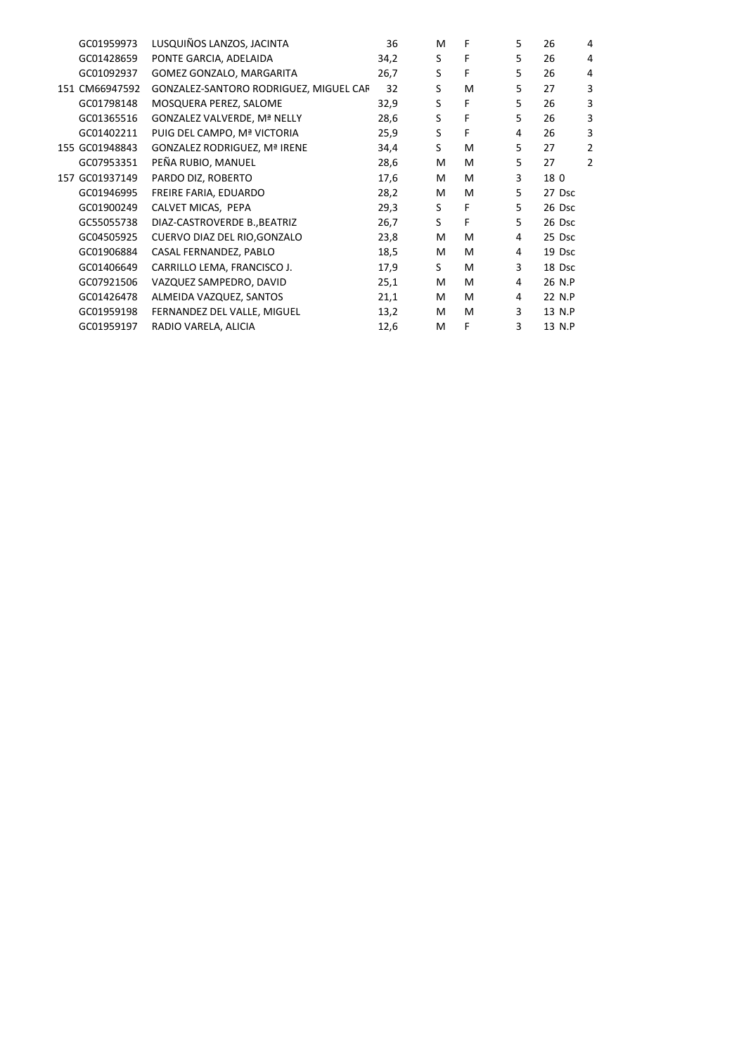| | | | | | | | | |
|---|---|---|---|---|---|---|---|---|
| | GC01959973 | LUSQUIÑOS LANZOS, JACINTA | 36 | M | F | 5 | 26 | 4 |
| | GC01428659 | PONTE GARCIA, ADELAIDA | 34,2 | S | F | 5 | 26 | 4 |
| | GC01092937 | GOMEZ GONZALO, MARGARITA | 26,7 | S | F | 5 | 26 | 4 |
| 151 | CM66947592 | GONZALEZ-SANTORO RODRIGUEZ, MIGUEL CAR | 32 | S | M | 5 | 27 | 3 |
| | GC01798148 | MOSQUERA PEREZ, SALOME | 32,9 | S | F | 5 | 26 | 3 |
| | GC01365516 | GONZALEZ VALVERDE, Mª NELLY | 28,6 | S | F | 5 | 26 | 3 |
| | GC01402211 | PUIG DEL CAMPO, Mª VICTORIA | 25,9 | S | F | 4 | 26 | 3 |
| 155 | GC01948843 | GONZALEZ RODRIGUEZ, Mª IRENE | 34,4 | S | M | 5 | 27 | 2 |
| | GC07953351 | PEÑA RUBIO, MANUEL | 28,6 | M | M | 5 | 27 | 2 |
| 157 | GC01937149 | PARDO DIZ, ROBERTO | 17,6 | M | M | 3 | 18 | 0 |
| | GC01946995 | FREIRE FARIA, EDUARDO | 28,2 | M | M | 5 | 27 | Dsc |
| | GC01900249 | CALVET MICAS, PEPA | 29,3 | S | F | 5 | 26 | Dsc |
| | GC55055738 | DIAZ-CASTROVERDE B.,BEATRIZ | 26,7 | S | F | 5 | 26 | Dsc |
| | GC04505925 | CUERVO DIAZ DEL RIO,GONZALO | 23,8 | M | M | 4 | 25 | Dsc |
| | GC01906884 | CASAL FERNANDEZ, PABLO | 18,5 | M | M | 4 | 19 | Dsc |
| | GC01406649 | CARRILLO LEMA, FRANCISCO J. | 17,9 | S | M | 3 | 18 | Dsc |
| | GC07921506 | VAZQUEZ SAMPEDRO, DAVID | 25,1 | M | M | 4 | 26 | N.P |
| | GC01426478 | ALMEIDA VAZQUEZ, SANTOS | 21,1 | M | M | 4 | 22 | N.P |
| | GC01959198 | FERNANDEZ DEL VALLE, MIGUEL | 13,2 | M | M | 3 | 13 | N.P |
| | GC01959197 | RADIO VARELA, ALICIA | 12,6 | M | F | 3 | 13 | N.P |